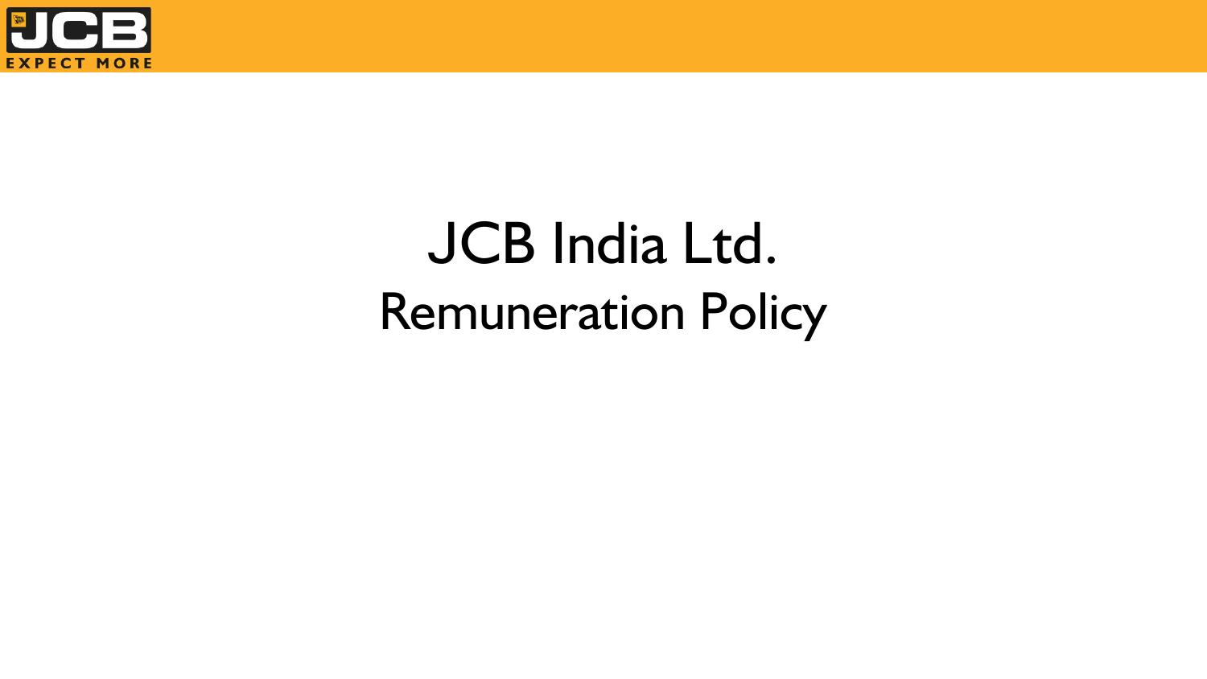# JCB India Ltd.

## Remuneration Policy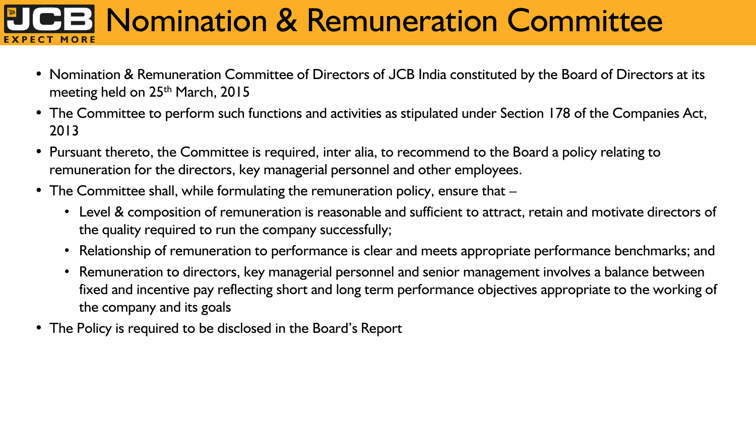# Nomination & Remuneration Committee

- Nomination & Remuneration Committee of Directors of JCB India constituted by the Board of Directors at its meeting held on 25th March, 2015
- The Committee to perform such functions and activities as stipulated under Section 178 of the Companies Act, 2013
- Pursuant thereto, the Committee is required, inter alia, to recommend to the Board a policy relating to remuneration for the directors, key managerial personnel and other employees.
- The Committee shall, while formulating the remuneration policy, ensure that –
  - Level & composition of remuneration is reasonable and sufficient to attract, retain and motivate directors of the quality required to run the company successfully;
  - Relationship of remuneration to performance is clear and meets appropriate performance benchmarks; and
  - Remuneration to directors, key managerial personnel and senior management involves a balance between fixed and incentive pay reflecting short and long term performance objectives appropriate to the working of the company and its goals
- The Policy is required to be disclosed in the Board's Report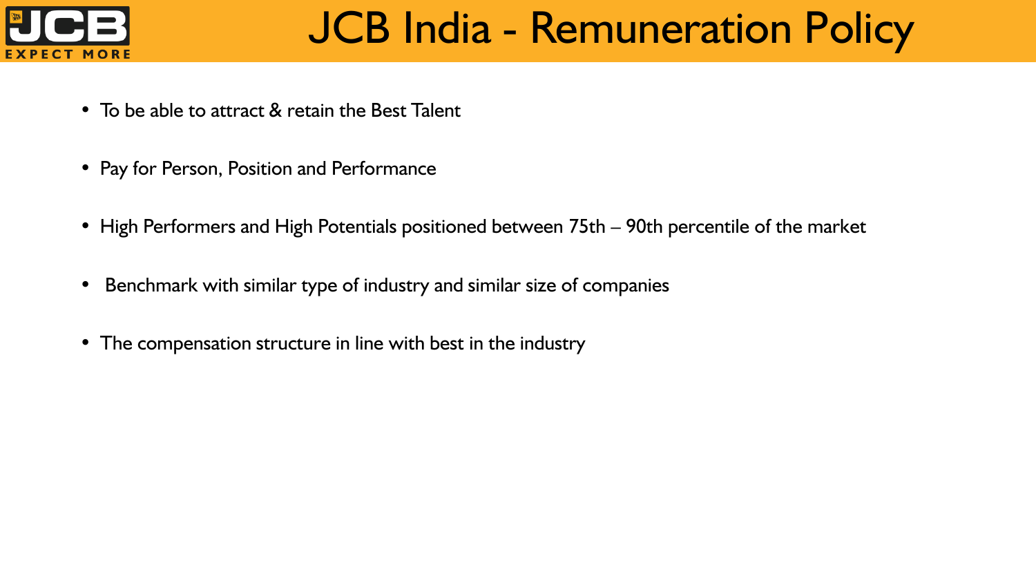# JCB India - Remuneration Policy

- To be able to attract & retain the Best Talent
- Pay for Person, Position and Performance
- High Performers and High Potentials positioned between 75th – 90th percentile of the market
- Benchmark with similar type of industry and similar size of companies
- The compensation structure in line with best in the industry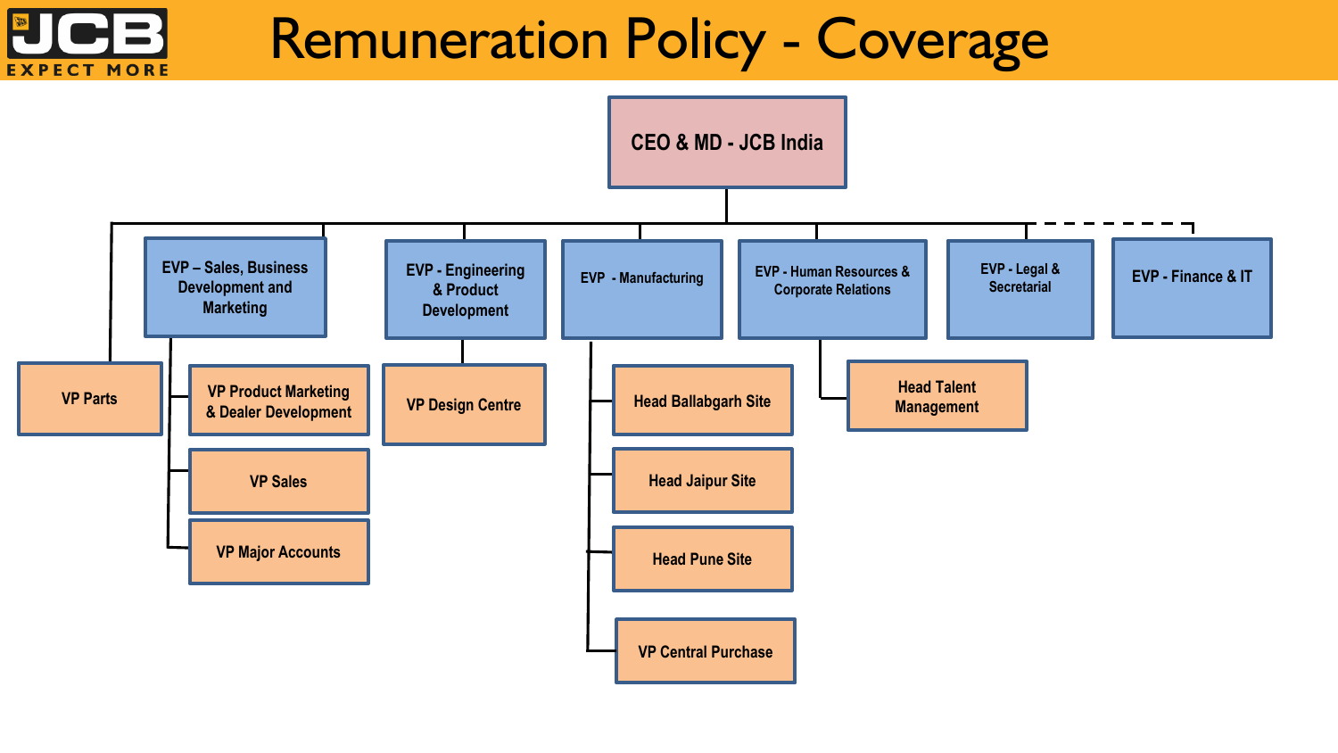# Remuneration Policy - Coverage

- **CEO & MD - JCB India**
  - VP Parts
  - EVP – Sales, Business Development and Marketing
    - VP Product Marketing & Dealer Development
    - VP Sales
    - VP Major Accounts
  - EVP - Engineering & Product Development
    - VP Design Centre
  - EVP - Manufacturing
    - Head Ballabgarh Site
    - Head Jaipur Site
    - Head Pune Site
    - VP Central Purchase
  - EVP - Human Resources & Corporate Relations
    - Head Talent Management
  - EVP - Legal & Secretarial
  - EVP - Finance & IT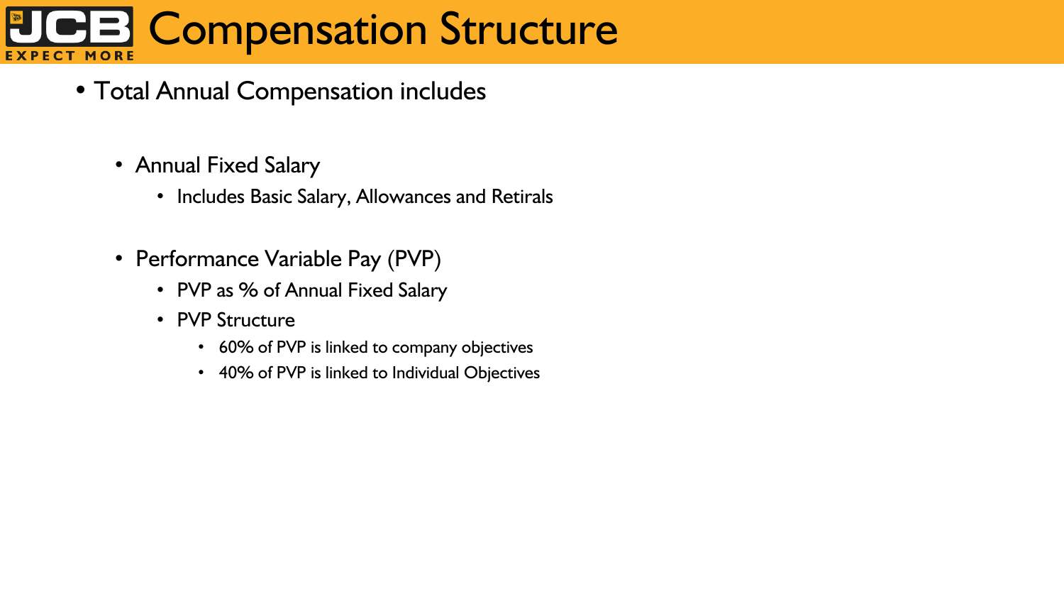# Compensation Structure

- Total Annual Compensation includes
  - Annual Fixed Salary
    - Includes Basic Salary, Allowances and Retirals
  - Performance Variable Pay (PVP)
    - PVP as % of Annual Fixed Salary
    - PVP Structure
      - 60% of PVP is linked to company objectives
      - 40% of PVP is linked to Individual Objectives